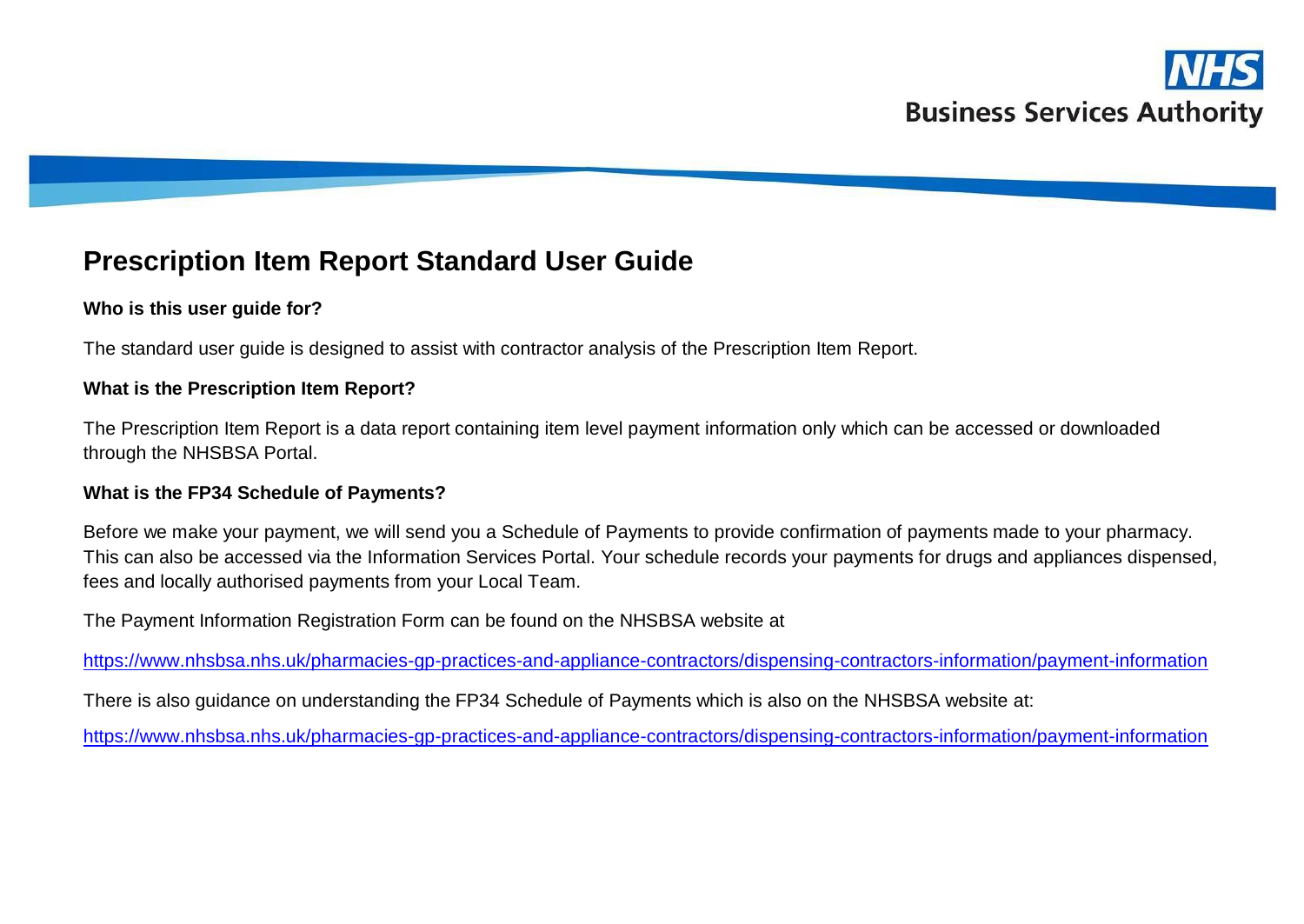# Prescription Item Report Standard User Guide

**Who is this user guide for?**

The standard user guide is designed to assist with contractor analysis of the Prescription Item Report.

**What is the Prescription Item Report?**

The Prescription Item Report is a data report containing item level payment information only which can be accessed or downloaded through the NHSBSA Portal.

**What is the FP34 Schedule of Payments?**

Before we make your payment, we will send you a Schedule of Payments to provide confirmation of payments made to your pharmacy. This can also be accessed via the Information Services Portal. Your schedule records your payments for drugs and appliances dispensed, fees and locally authorised payments from your Local Team.

The Payment Information Registration Form can be found on the NHSBSA website at

https://www.nhsbsa.nhs.uk/pharmacies-gp-practices-and-appliance-contractors/dispensing-contractors-information/payment-information

There is also guidance on understanding the FP34 Schedule of Payments which is also on the NHSBSA website at:

https://www.nhsbsa.nhs.uk/pharmacies-gp-practices-and-appliance-contractors/dispensing-contractors-information/payment-information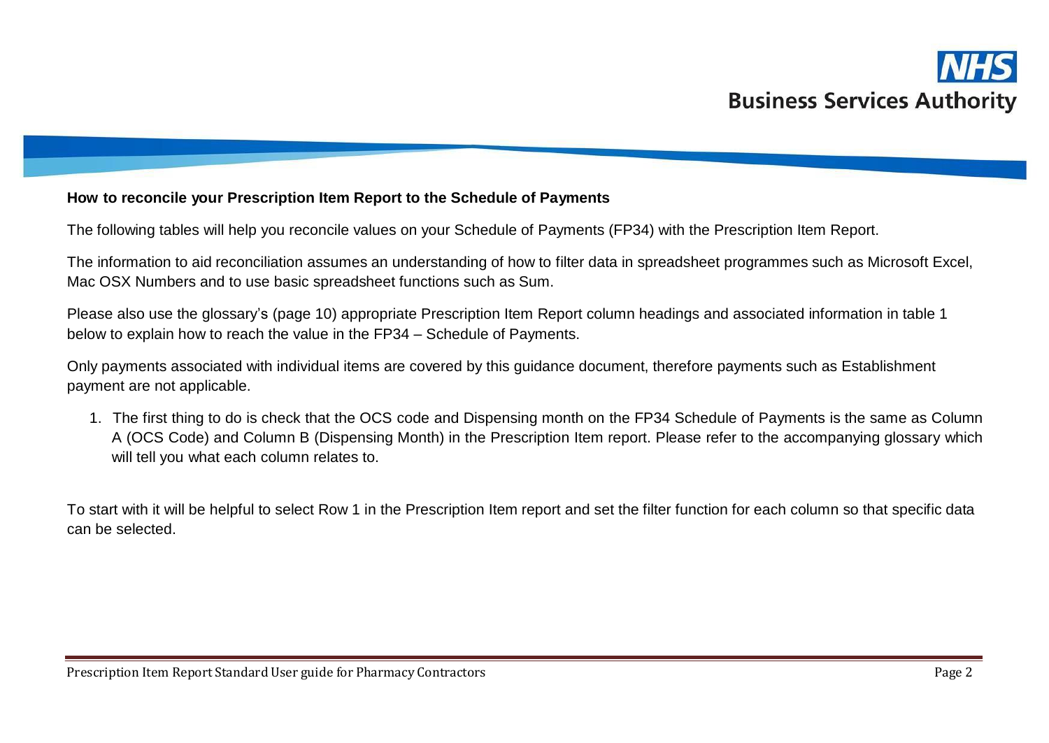**How to reconcile your Prescription Item Report to the Schedule of Payments**

The following tables will help you reconcile values on your Schedule of Payments (FP34) with the Prescription Item Report.

The information to aid reconciliation assumes an understanding of how to filter data in spreadsheet programmes such as Microsoft Excel, Mac OSX Numbers and to use basic spreadsheet functions such as Sum.

Please also use the glossary's (page 10) appropriate Prescription Item Report column headings and associated information in table 1 below to explain how to reach the value in the FP34 – Schedule of Payments.

Only payments associated with individual items are covered by this guidance document, therefore payments such as Establishment payment are not applicable.

1. The first thing to do is check that the OCS code and Dispensing month on the FP34 Schedule of Payments is the same as Column A (OCS Code) and Column B (Dispensing Month) in the Prescription Item report. Please refer to the accompanying glossary which will tell you what each column relates to.

To start with it will be helpful to select Row 1 in the Prescription Item report and set the filter function for each column so that specific data can be selected.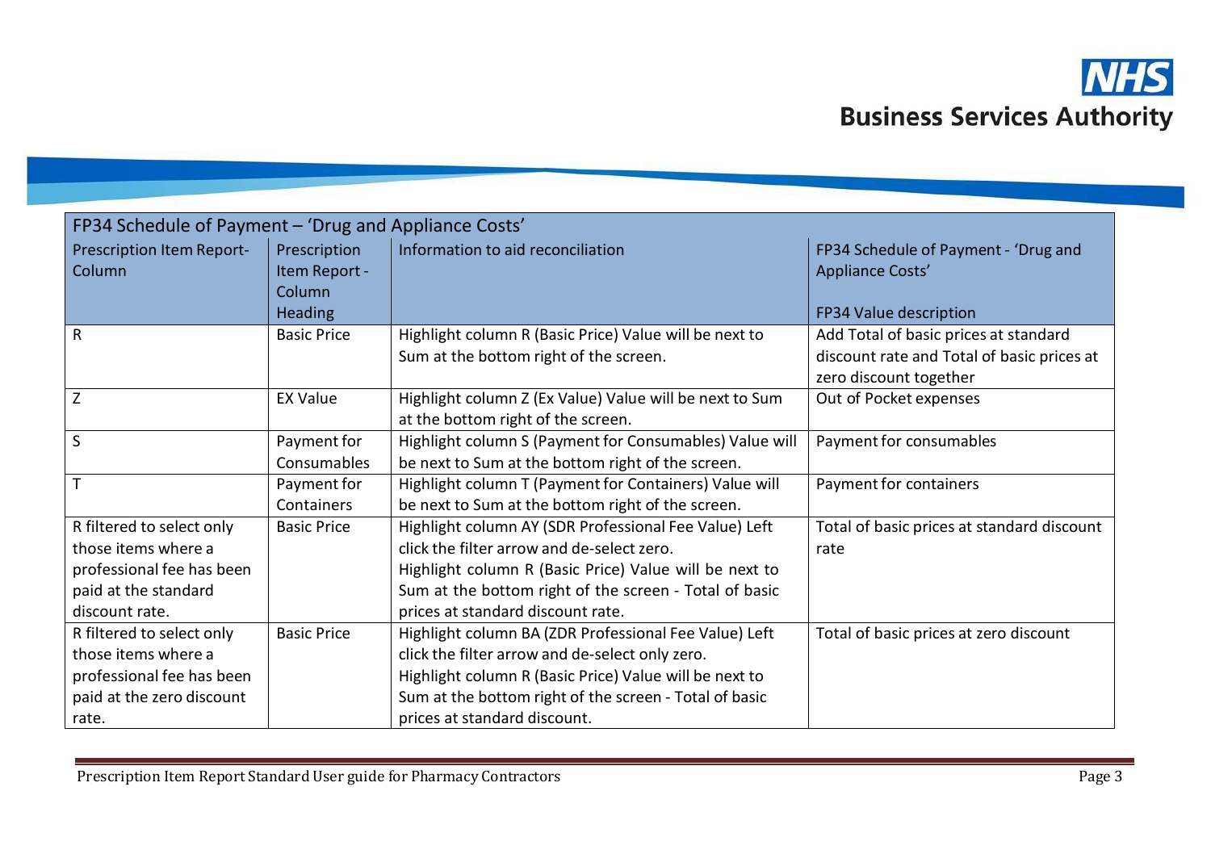| FP34 Schedule of Payment – 'Drug and Appliance Costs' | | | |
|---|---|---|---|
| Prescription Item Report-Column | Prescription Item Report - Column Heading | Information to aid reconciliation | FP34 Schedule of Payment - 'Drug and Appliance Costs'<br><br>FP34 Value description |
| R | Basic Price | Highlight column R (Basic Price) Value will be next to Sum at the bottom right of the screen. | Add Total of basic prices at standard discount rate and Total of basic prices at zero discount together |
| Z | EX Value | Highlight column Z (Ex Value) Value will be next to Sum at the bottom right of the screen. | Out of Pocket expenses |
| S | Payment for Consumables | Highlight column S (Payment for Consumables) Value will be next to Sum at the bottom right of the screen. | Payment for consumables |
| T | Payment for Containers | Highlight column T (Payment for Containers) Value will be next to Sum at the bottom right of the screen. | Payment for containers |
| R filtered to select only those items where a professional fee has been paid at the standard discount rate. | Basic Price | Highlight column AY (SDR Professional Fee Value) Left click the filter arrow and de-select zero.<br>Highlight column R (Basic Price) Value will be next to Sum at the bottom right of the screen - Total of basic prices at standard discount rate. | Total of basic prices at standard discount rate |
| R filtered to select only those items where a professional fee has been paid at the zero discount rate. | Basic Price | Highlight column BA (ZDR Professional Fee Value) Left click the filter arrow and de-select only zero.<br>Highlight column R (Basic Price) Value will be next to Sum at the bottom right of the screen - Total of basic prices at standard discount. | Total of basic prices at zero discount |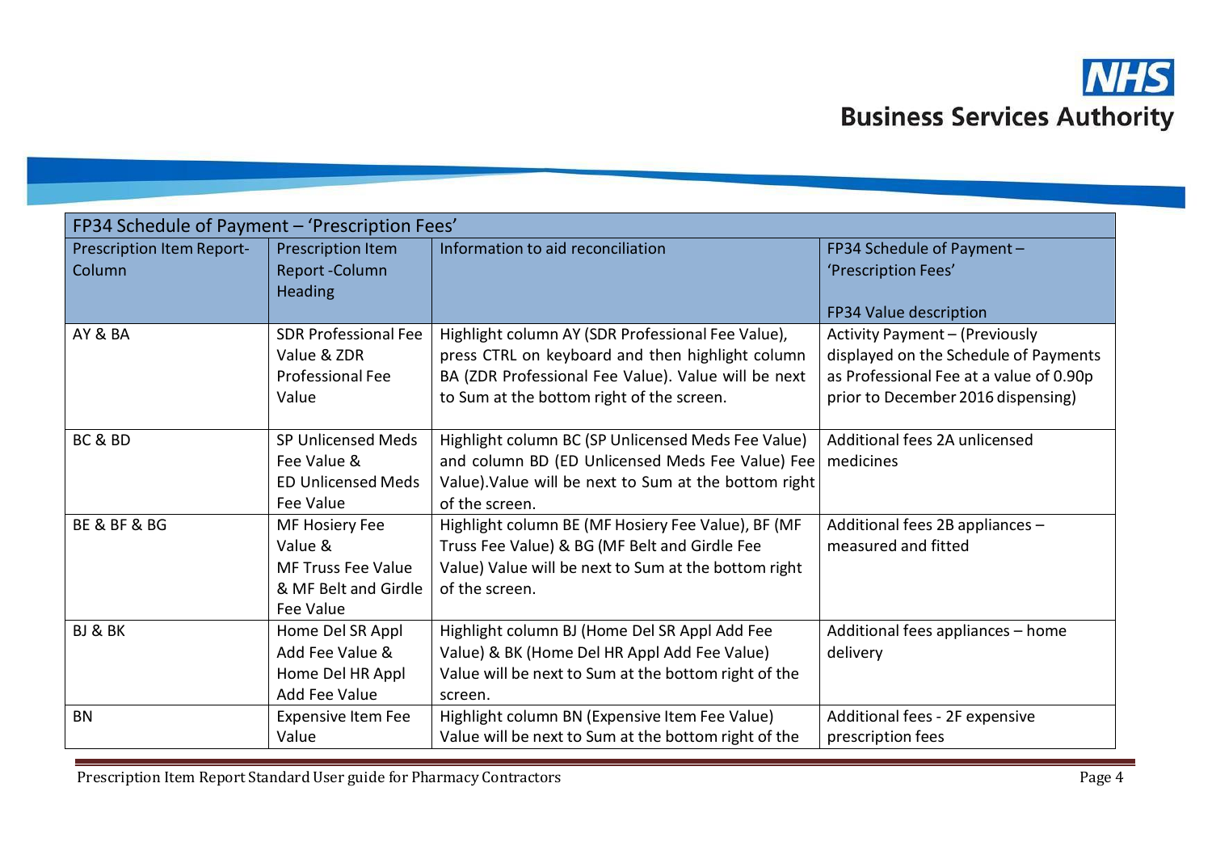| FP34 Schedule of Payment – 'Prescription Fees' | | | |
|---|---|---|---|
| Prescription Item Report-Column | Prescription Item Report -Column Heading | Information to aid reconciliation | FP34 Schedule of Payment – 'Prescription Fees'<br><br>FP34 Value description |
| AY & BA | SDR Professional Fee Value & ZDR Professional Fee Value | Highlight column AY (SDR Professional Fee Value), press CTRL on keyboard and then highlight column BA (ZDR Professional Fee Value). Value will be next to Sum at the bottom right of the screen. | Activity Payment – (Previously displayed on the Schedule of Payments as Professional Fee at a value of 0.90p prior to December 2016 dispensing) |
| BC & BD | SP Unlicensed Meds Fee Value & ED Unlicensed Meds Fee Value | Highlight column BC (SP Unlicensed Meds Fee Value) and column BD (ED Unlicensed Meds Fee Value) Fee Value).Value will be next to Sum at the bottom right of the screen. | Additional fees 2A unlicensed medicines |
| BE & BF & BG | MF Hosiery Fee Value & MF Truss Fee Value & MF Belt and Girdle Fee Value | Highlight column BE (MF Hosiery Fee Value), BF (MF Truss Fee Value) & BG (MF Belt and Girdle Fee Value) Value will be next to Sum at the bottom right of the screen. | Additional fees 2B appliances – measured and fitted |
| BJ & BK | Home Del SR Appl Add Fee Value & Home Del HR Appl Add Fee Value | Highlight column BJ (Home Del SR Appl Add Fee Value) & BK (Home Del HR Appl Add Fee Value) Value will be next to Sum at the bottom right of the screen. | Additional fees appliances – home delivery |
| BN | Expensive Item Fee Value | Highlight column BN (Expensive Item Fee Value) Value will be next to Sum at the bottom right of the | Additional fees - 2F expensive prescription fees |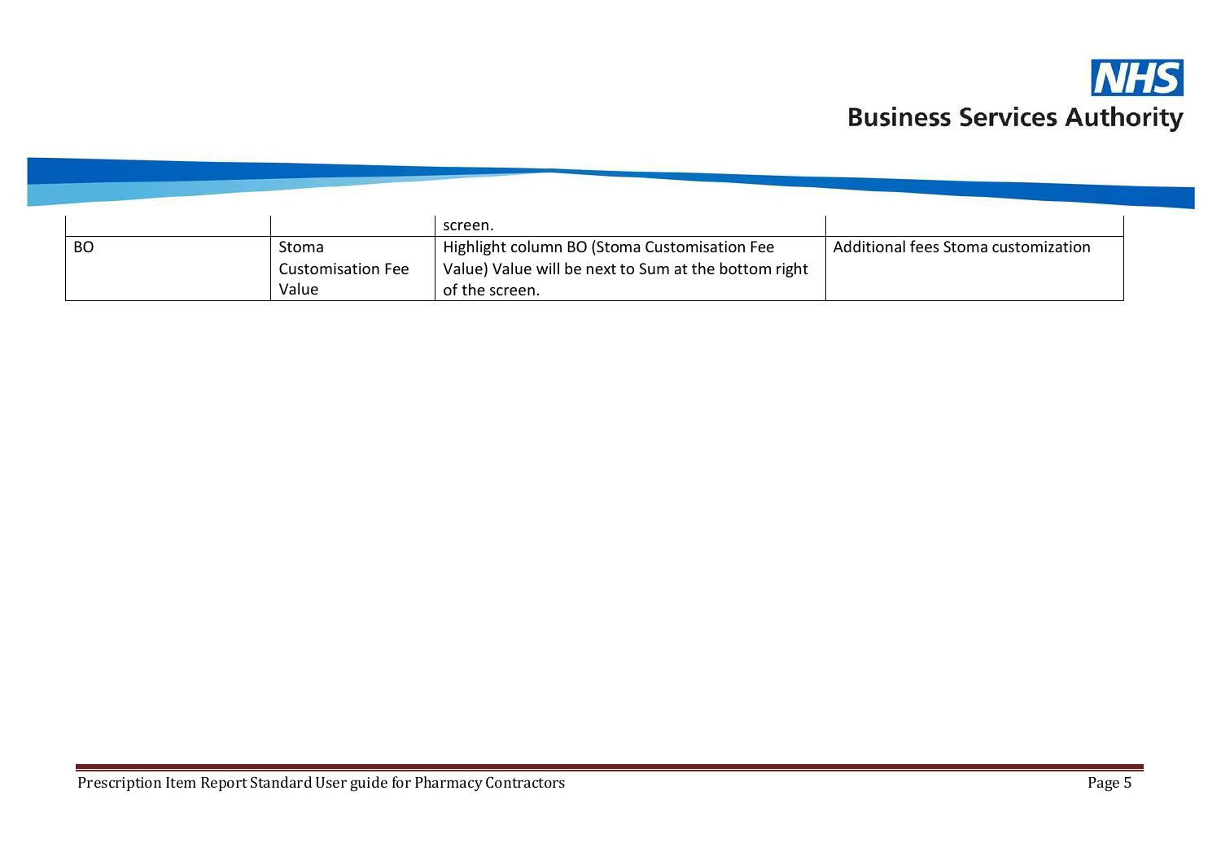| | | | |
|---|---|---|---|
| | | screen. | |
| BO | Stoma Customisation Fee Value | Highlight column BO (Stoma Customisation Fee Value) Value will be next to Sum at the bottom right of the screen. | Additional fees Stoma customization |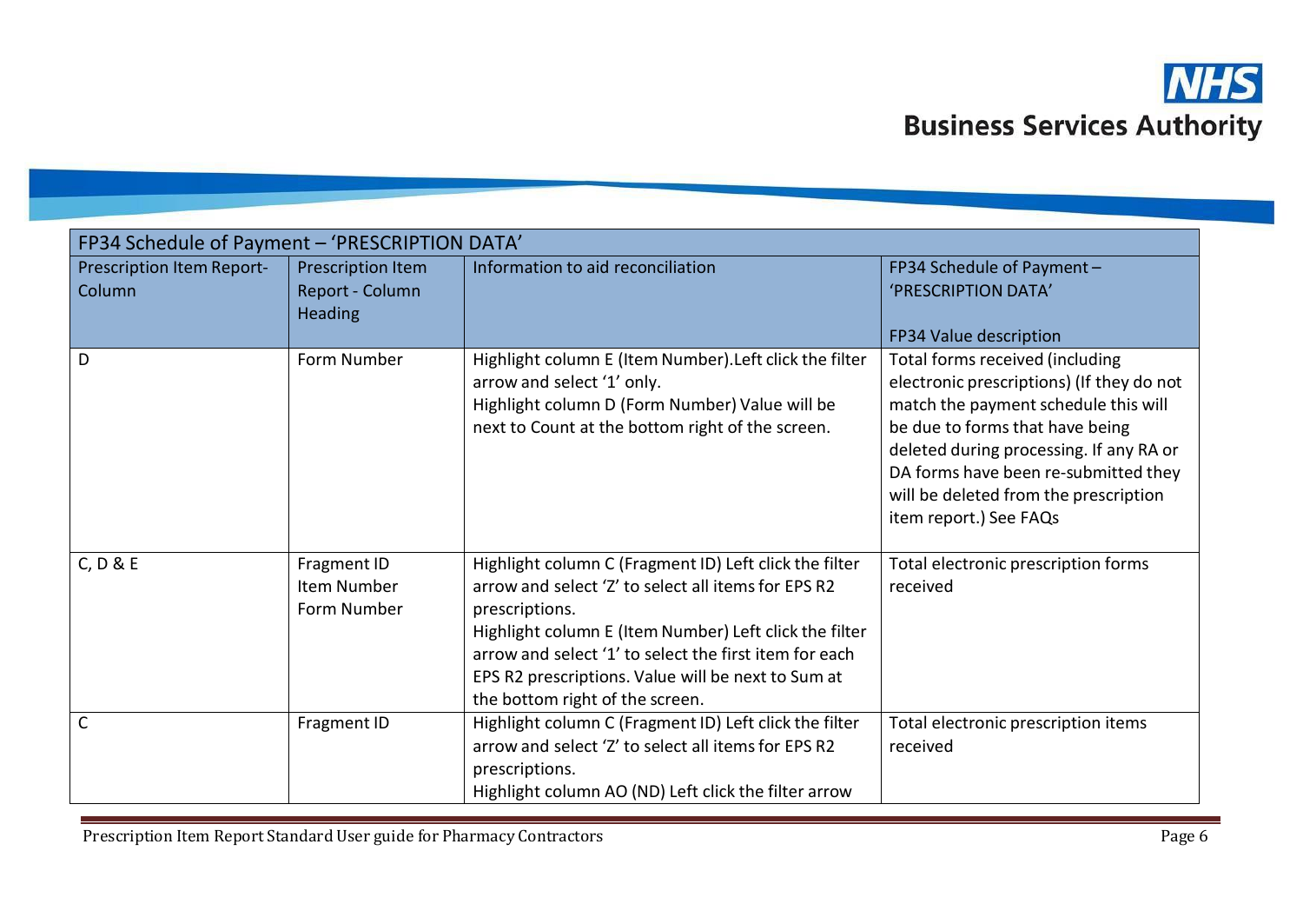| FP34 Schedule of Payment – 'PRESCRIPTION DATA' | | | |
|---|---|---|---|
| Prescription Item Report- Column | Prescription Item Report - Column Heading | Information to aid reconciliation | FP34 Schedule of Payment – 'PRESCRIPTION DATA'<br><br>FP34 Value description |
| D | Form Number | Highlight column E (Item Number).Left click the filter arrow and select '1' only.<br>Highlight column D (Form Number) Value will be next to Count at the bottom right of the screen. | Total forms received (including electronic prescriptions) (If they do not match the payment schedule this will be due to forms that have being deleted during processing. If any RA or DA forms have been re-submitted they will be deleted from the prescription item report.) See FAQs |
| C, D & E | Fragment ID<br>Item Number<br>Form Number | Highlight column C (Fragment ID) Left click the filter arrow and select 'Z' to select all items for EPS R2 prescriptions.<br>Highlight column E (Item Number) Left click the filter arrow and select '1' to select the first item for each EPS R2 prescriptions. Value will be next to Sum at the bottom right of the screen. | Total electronic prescription forms received |
| C | Fragment ID | Highlight column C (Fragment ID) Left click the filter arrow and select 'Z' to select all items for EPS R2 prescriptions.<br>Highlight column AO (ND) Left click the filter arrow | Total electronic prescription items received |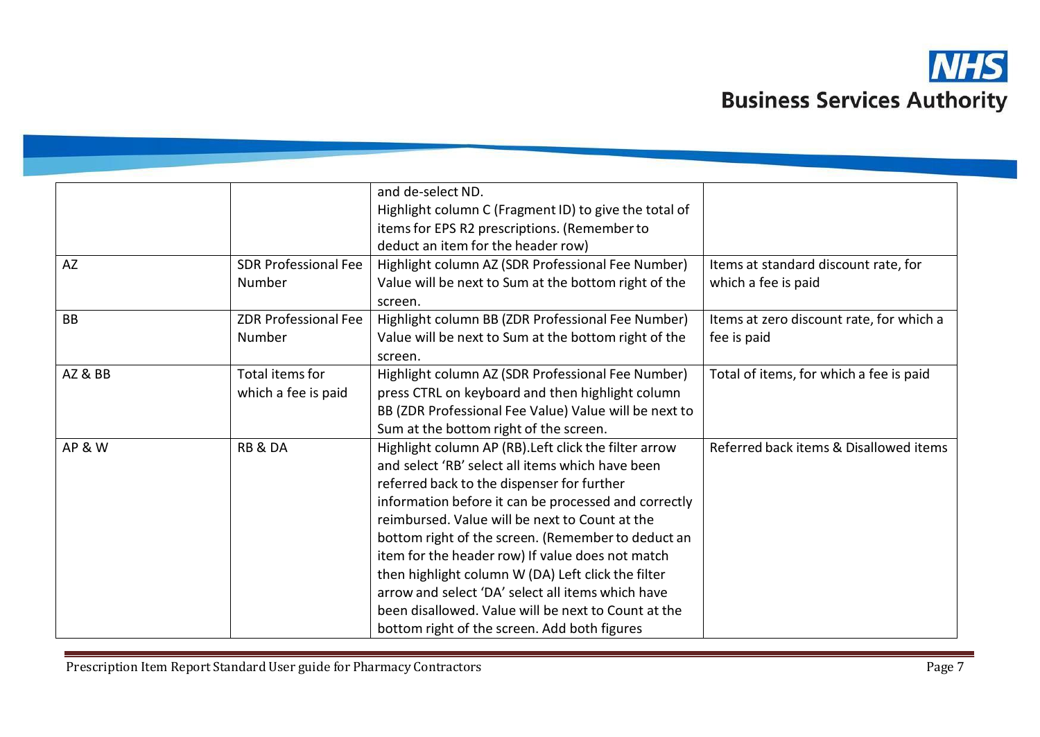| | | | |
|---|---|---|---|
| | | and de-select ND.<br>Highlight column C (Fragment ID) to give the total of items for EPS R2 prescriptions. (Remember to deduct an item for the header row) | |
| AZ | SDR Professional Fee Number | Highlight column AZ (SDR Professional Fee Number) Value will be next to Sum at the bottom right of the screen. | Items at standard discount rate, for which a fee is paid |
| BB | ZDR Professional Fee Number | Highlight column BB (ZDR Professional Fee Number) Value will be next to Sum at the bottom right of the screen. | Items at zero discount rate, for which a fee is paid |
| AZ & BB | Total items for which a fee is paid | Highlight column AZ (SDR Professional Fee Number) press CTRL on keyboard and then highlight column BB (ZDR Professional Fee Value) Value will be next to Sum at the bottom right of the screen. | Total of items, for which a fee is paid |
| AP & W | RB & DA | Highlight column AP (RB).Left click the filter arrow and select 'RB' select all items which have been referred back to the dispenser for further information before it can be processed and correctly reimbursed. Value will be next to Count at the bottom right of the screen. (Remember to deduct an item for the header row) If value does not match then highlight column W (DA) Left click the filter arrow and select 'DA' select all items which have been disallowed. Value will be next to Count at the bottom right of the screen. Add both figures | Referred back items & Disallowed items |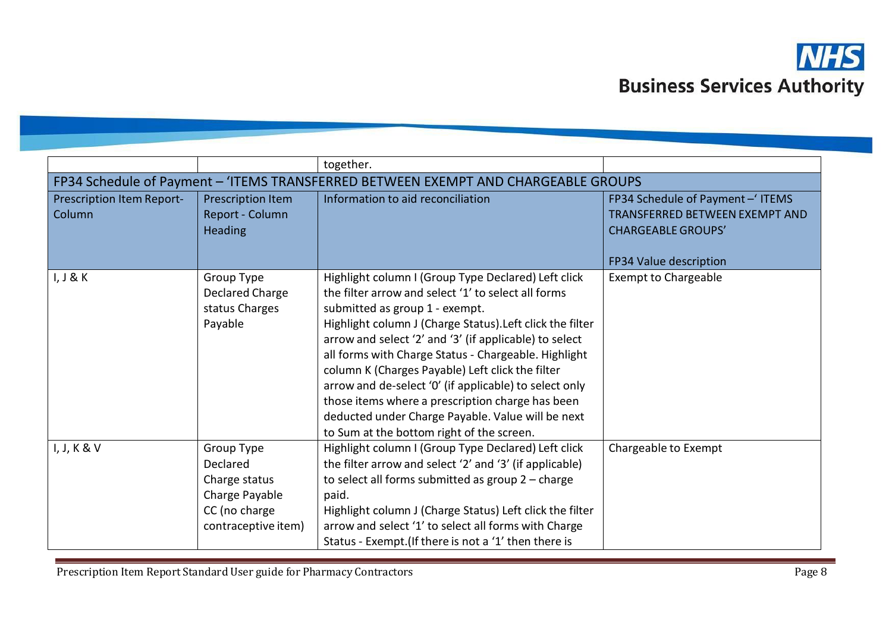| | | together. | |
|---|---|---|---|
| FP34 Schedule of Payment – 'ITEMS TRANSFERRED BETWEEN EXEMPT AND CHARGEABLE GROUPS | | | |
| Prescription Item Report- Column | Prescription Item Report - Column Heading | Information to aid reconciliation | FP34 Schedule of Payment –' ITEMS TRANSFERRED BETWEEN EXEMPT AND CHARGEABLE GROUPS'<br><br>FP34 Value description |
| I, J & K | Group Type Declared Charge status Charges Payable | Highlight column I (Group Type Declared) Left click the filter arrow and select '1' to select all forms submitted as group 1 - exempt.<br>Highlight column J (Charge Status).Left click the filter arrow and select '2' and '3' (if applicable) to select all forms with Charge Status - Chargeable. Highlight column K (Charges Payable) Left click the filter arrow and de-select '0' (if applicable) to select only those items where a prescription charge has been deducted under Charge Payable. Value will be next to Sum at the bottom right of the screen. | Exempt to Chargeable |
| I, J, K & V | Group Type Declared<br>Charge status<br>Charge Payable<br>CC (no charge contraceptive item) | Highlight column I (Group Type Declared) Left click the filter arrow and select '2' and '3' (if applicable) to select all forms submitted as group 2 – charge paid.<br>Highlight column J (Charge Status) Left click the filter arrow and select '1' to select all forms with Charge Status - Exempt.(If there is not a '1' then there is | Chargeable to Exempt |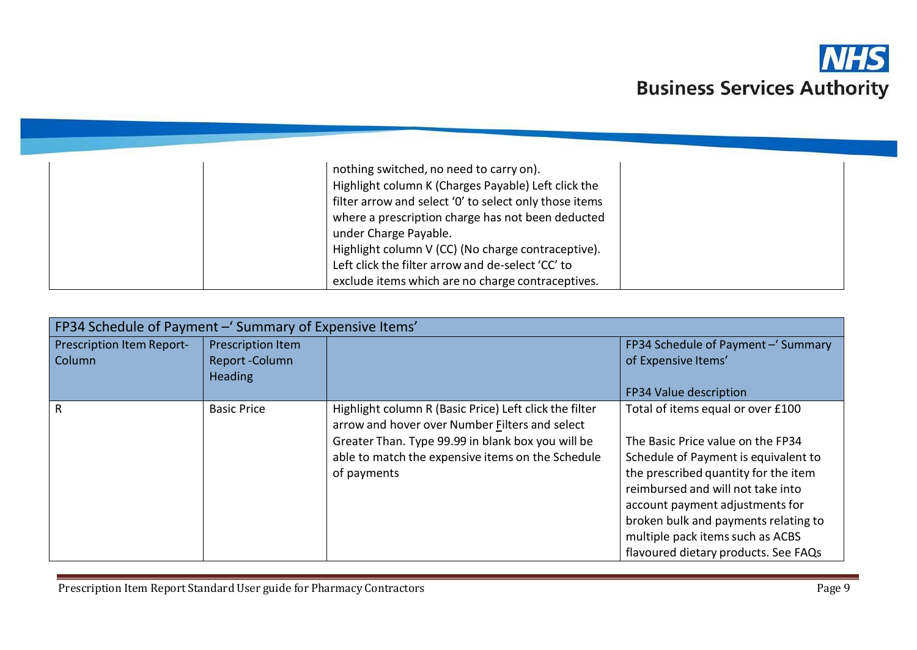| | | nothing switched, no need to carry on).<br>Highlight column K (Charges Payable) Left click the filter arrow and select '0' to select only those items where a prescription charge has not been deducted under Charge Payable.<br>Highlight column V (CC) (No charge contraceptive). Left click the filter arrow and de-select 'CC' to exclude items which are no charge contraceptives. | |
|---|---|---|---|

| FP34 Schedule of Payment –' Summary of Expensive Items' | | | |
|---|---|---|---|
| Prescription Item Report-Column | Prescription Item Report -Column Heading | | FP34 Schedule of Payment –' Summary of Expensive Items'<br><br>FP34 Value description |
| R | Basic Price | Highlight column R (Basic Price) Left click the filter arrow and hover over Number Filters and select Greater Than. Type 99.99 in blank box you will be able to match the expensive items on the Schedule of payments | Total of items equal or over £100<br><br>The Basic Price value on the FP34 Schedule of Payment is equivalent to the prescribed quantity for the item reimbursed and will not take into account payment adjustments for broken bulk and payments relating to multiple pack items such as ACBS flavoured dietary products. See FAQs |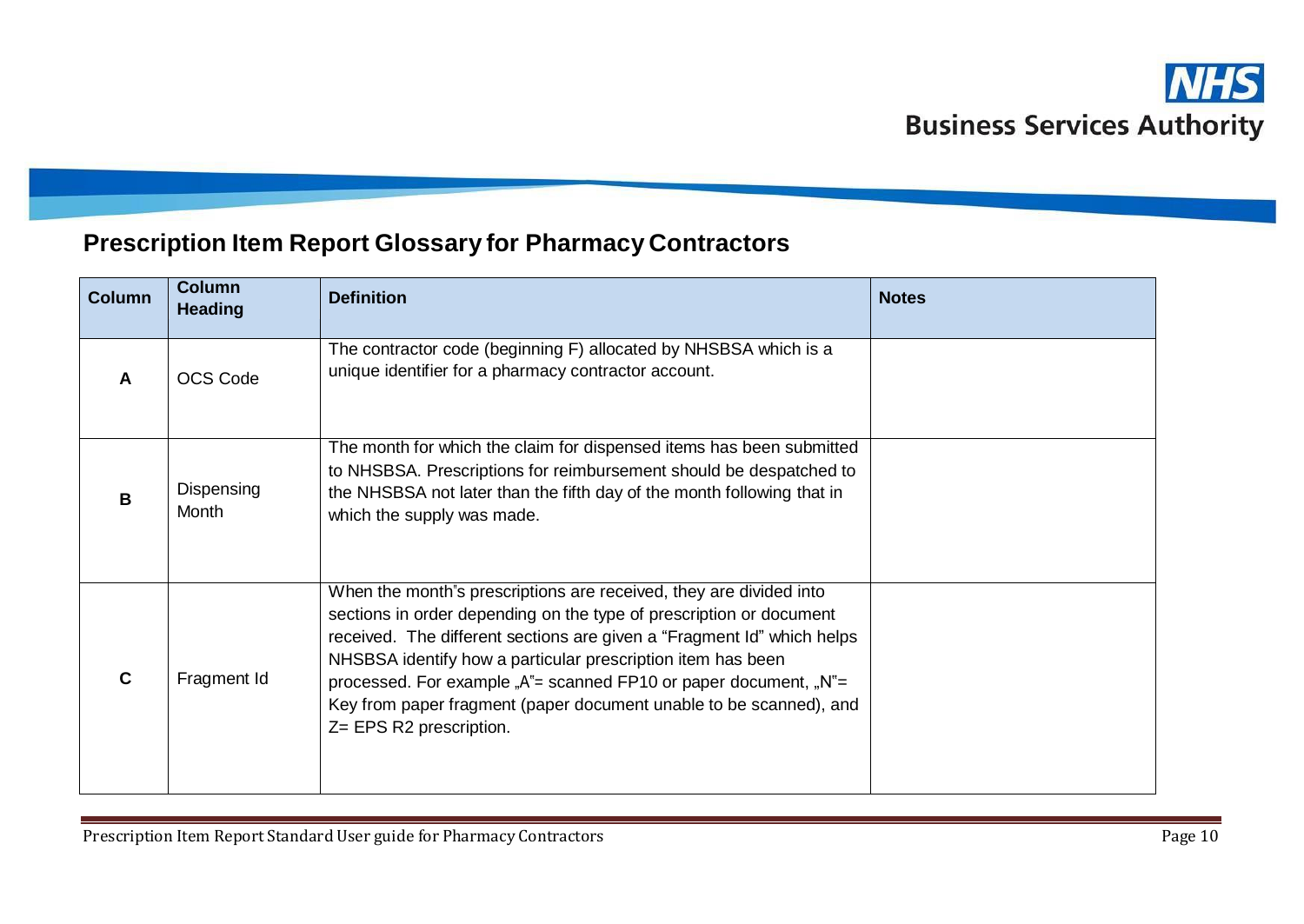## Prescription Item Report Glossary for Pharmacy Contractors

| Column | Column Heading | Definition | Notes |
|---|---|---|---|
| **A** | OCS Code | The contractor code (beginning F) allocated by NHSBSA which is a unique identifier for a pharmacy contractor account. | |
| **B** | Dispensing Month | The month for which the claim for dispensed items has been submitted to NHSBSA. Prescriptions for reimbursement should be despatched to the NHSBSA not later than the fifth day of the month following that in which the supply was made. | |
| **C** | Fragment Id | When the month"s prescriptions are received, they are divided into sections in order depending on the type of prescription or document received. The different sections are given a "Fragment Id" which helps NHSBSA identify how a particular prescription item has been processed. For example „A"= scanned FP10 or paper document, „N"= Key from paper fragment (paper document unable to be scanned), and Z= EPS R2 prescription. | |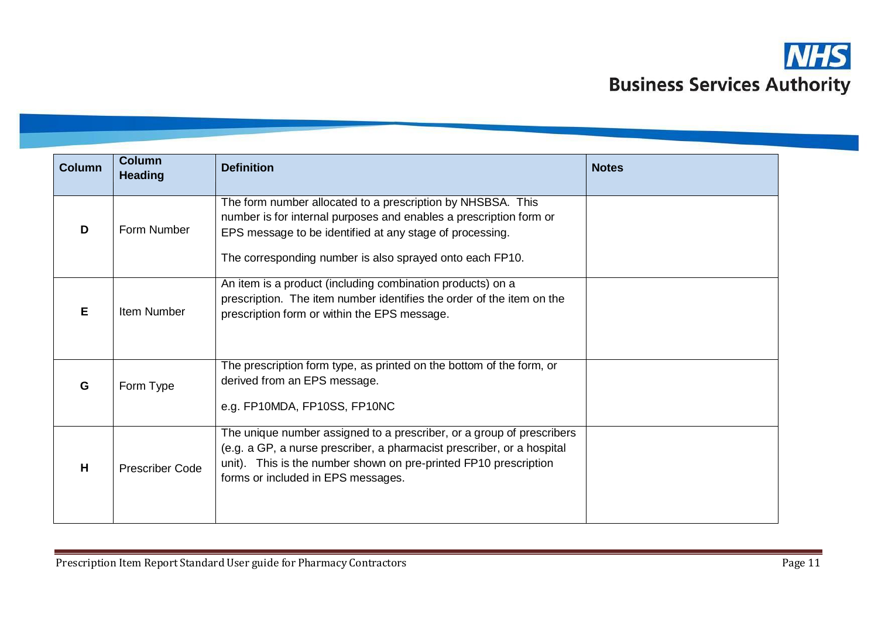| Column | Column Heading | Definition | Notes |
|---|---|---|---|
| D | Form Number | The form number allocated to a prescription by NHSBSA. This number is for internal purposes and enables a prescription form or EPS message to be identified at any stage of processing.<br><br>The corresponding number is also sprayed onto each FP10. | |
| E | Item Number | An item is a product (including combination products) on a prescription. The item number identifies the order of the item on the prescription form or within the EPS message. | |
| G | Form Type | The prescription form type, as printed on the bottom of the form, or derived from an EPS message.<br><br>e.g. FP10MDA, FP10SS, FP10NC | |
| H | Prescriber Code | The unique number assigned to a prescriber, or a group of prescribers (e.g. a GP, a nurse prescriber, a pharmacist prescriber, or a hospital unit). This is the number shown on pre-printed FP10 prescription forms or included in EPS messages. | |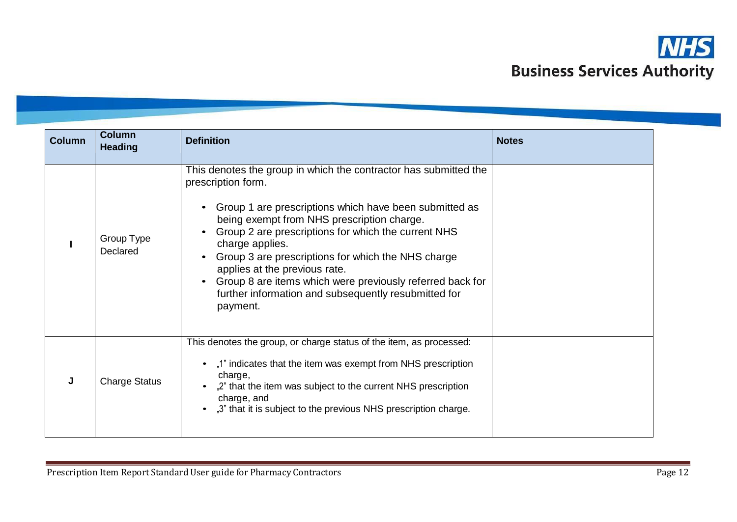| Column | Column Heading | Definition | Notes |
|---|---|---|---|
| I | Group Type Declared | This denotes the group in which the contractor has submitted the prescription form.<br><br>• Group 1 are prescriptions which have been submitted as being exempt from NHS prescription charge.<br>• Group 2 are prescriptions for which the current NHS charge applies.<br>• Group 3 are prescriptions for which the NHS charge applies at the previous rate.<br>• Group 8 are items which were previously referred back for further information and subsequently resubmitted for payment. | |
| J | Charge Status | This denotes the group, or charge status of the item, as processed:<br><br>• „1" indicates that the item was exempt from NHS prescription charge,<br>• „2" that the item was subject to the current NHS prescription charge, and<br>• „3" that it is subject to the previous NHS prescription charge. | |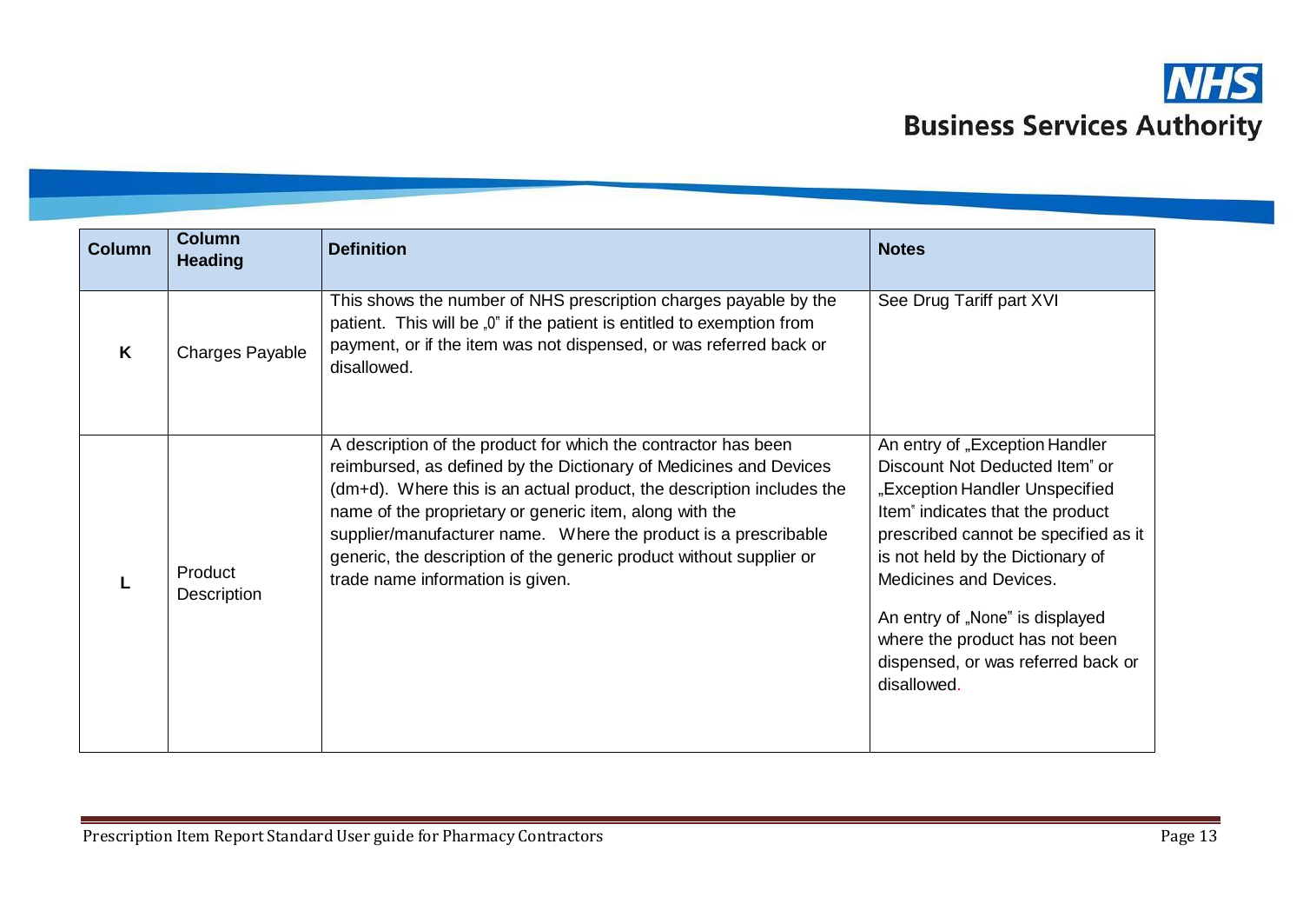| Column | Column Heading | Definition | Notes |
|---|---|---|---|
| **K** | Charges Payable | This shows the number of NHS prescription charges payable by the patient. This will be „0" if the patient is entitled to exemption from payment, or if the item was not dispensed, or was referred back or disallowed. | See Drug Tariff part XVI |
| **L** | Product Description | A description of the product for which the contractor has been reimbursed, as defined by the Dictionary of Medicines and Devices (dm+d). Where this is an actual product, the description includes the name of the proprietary or generic item, along with the supplier/manufacturer name. Where the product is a prescribable generic, the description of the generic product without supplier or trade name information is given. | An entry of „Exception Handler Discount Not Deducted Item" or „Exception Handler Unspecified Item" indicates that the product prescribed cannot be specified as it is not held by the Dictionary of Medicines and Devices.<br><br>An entry of „None" is displayed where the product has not been dispensed, or was referred back or disallowed. |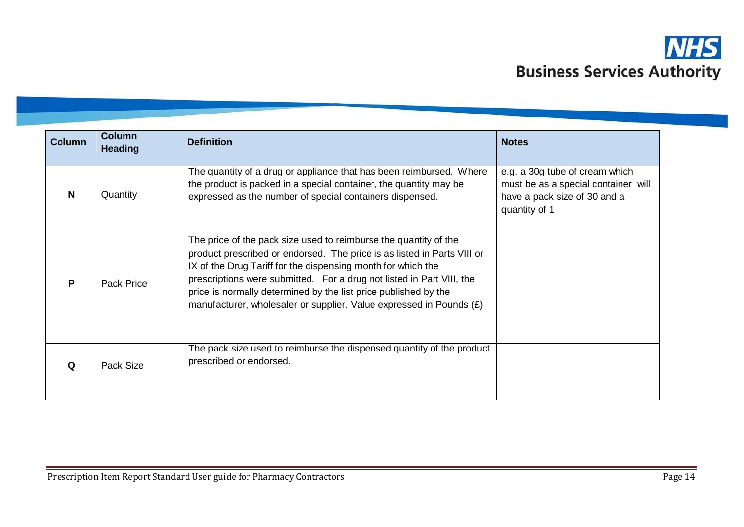| Column | Column Heading | Definition | Notes |
|---|---|---|---|
| **N** | Quantity | The quantity of a drug or appliance that has been reimbursed. Where the product is packed in a special container, the quantity may be expressed as the number of special containers dispensed. | e.g. a 30g tube of cream which must be as a special container will have a pack size of 30 and a quantity of 1 |
| **P** | Pack Price | The price of the pack size used to reimburse the quantity of the product prescribed or endorsed. The price is as listed in Parts VIII or IX of the Drug Tariff for the dispensing month for which the prescriptions were submitted. For a drug not listed in Part VIII, the price is normally determined by the list price published by the manufacturer, wholesaler or supplier. Value expressed in Pounds (£) | |
| **Q** | Pack Size | The pack size used to reimburse the dispensed quantity of the product prescribed or endorsed. | |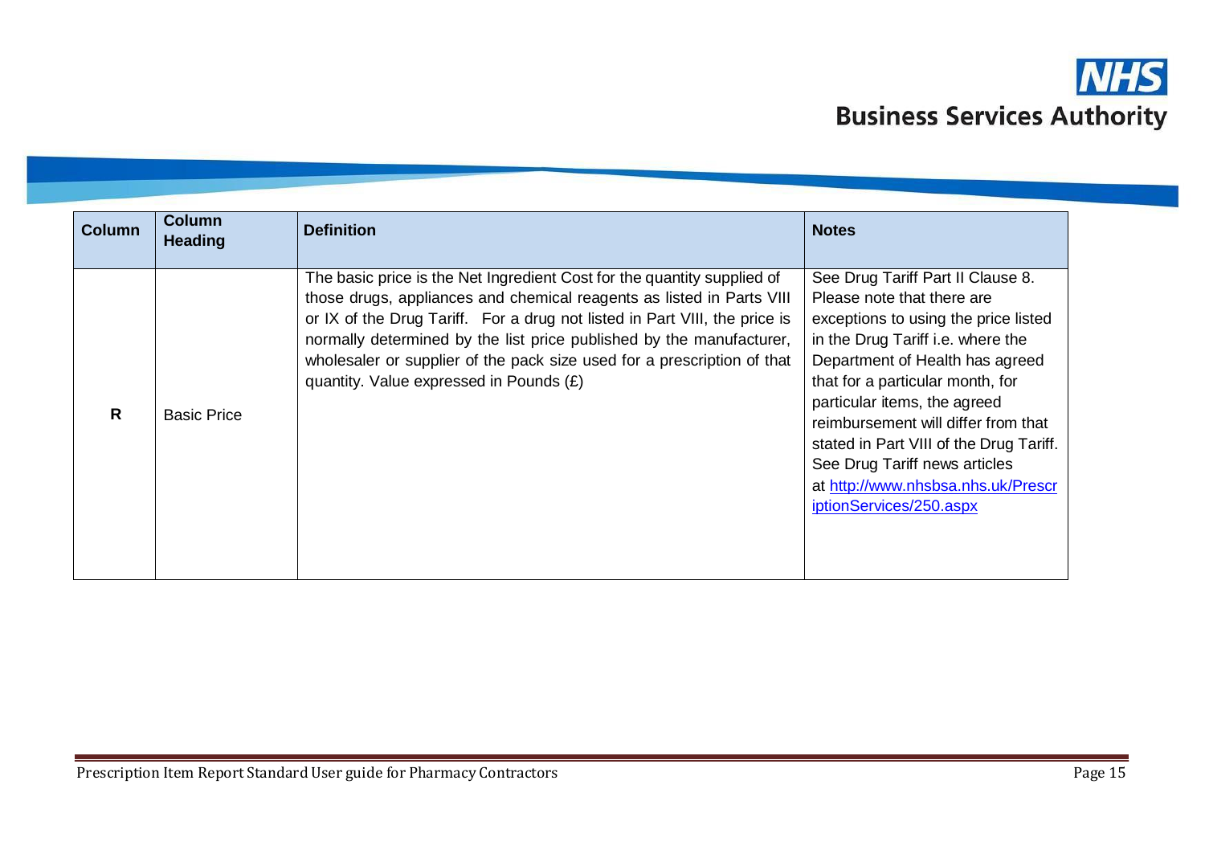| Column | Column Heading | Definition | Notes |
|---|---|---|---|
| R | Basic Price | The basic price is the Net Ingredient Cost for the quantity supplied of those drugs, appliances and chemical reagents as listed in Parts VIII or IX of the Drug Tariff. For a drug not listed in Part VIII, the price is normally determined by the list price published by the manufacturer, wholesaler or supplier of the pack size used for a prescription of that quantity. Value expressed in Pounds (£) | See Drug Tariff Part II Clause 8. Please note that there are exceptions to using the price listed in the Drug Tariff i.e. where the Department of Health has agreed that for a particular month, for particular items, the agreed reimbursement will differ from that stated in Part VIII of the Drug Tariff. See Drug Tariff news articles at http://www.nhsbsa.nhs.uk/PrescriptionServices/250.aspx |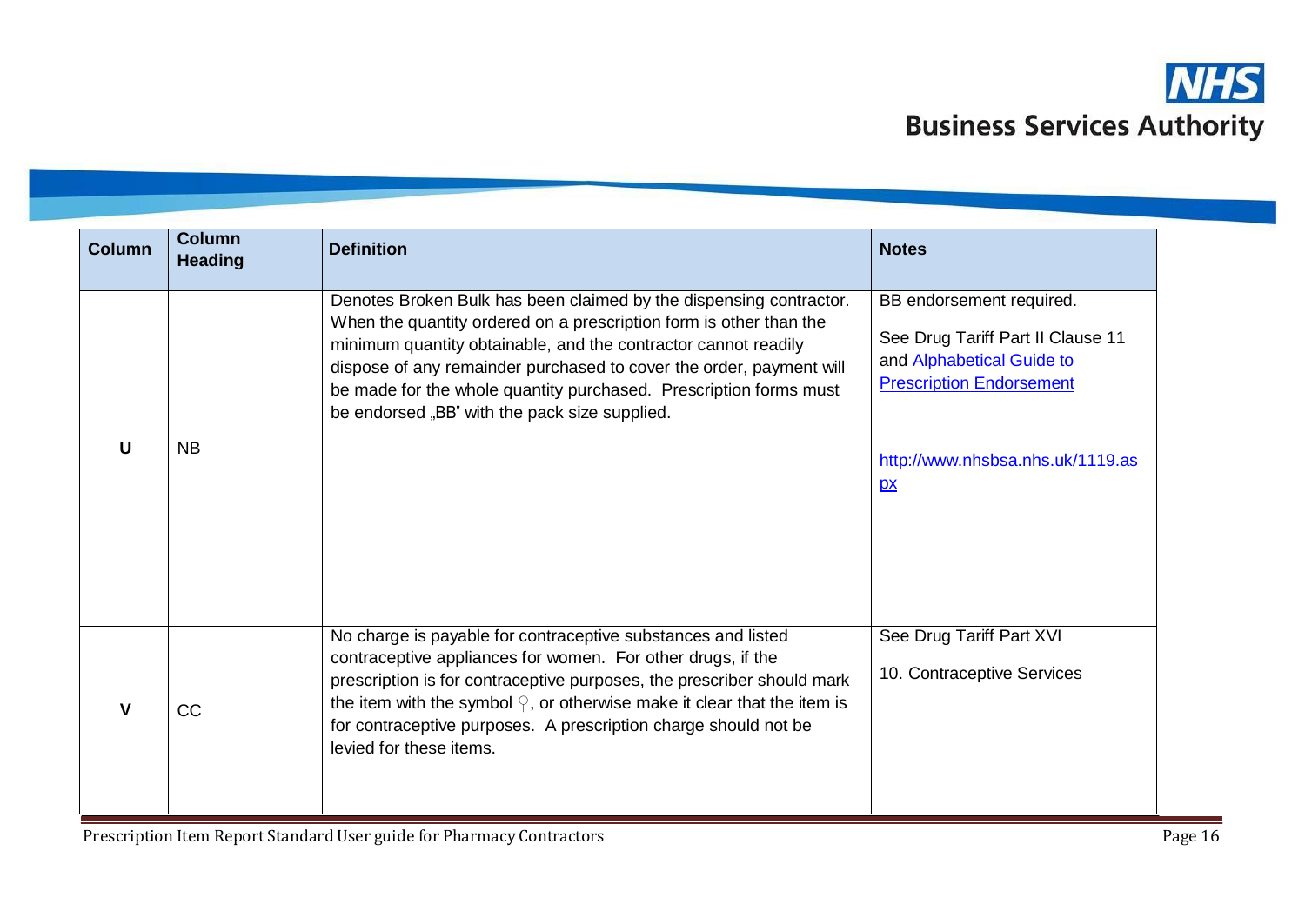| Column | Column Heading | Definition | Notes |
|---|---|---|---|
| U | NB | Denotes Broken Bulk has been claimed by the dispensing contractor. When the quantity ordered on a prescription form is other than the minimum quantity obtainable, and the contractor cannot readily dispose of any remainder purchased to cover the order, payment will be made for the whole quantity purchased. Prescription forms must be endorsed „BB" with the pack size supplied. | BB endorsement required.<br><br>See Drug Tariff Part II Clause 11 and [Alphabetical Guide to Prescription Endorsement](http://www.nhsbsa.nhs.uk/1119.aspx)<br><br>http://www.nhsbsa.nhs.uk/1119.aspx |
| V | CC | No charge is payable for contraceptive substances and listed contraceptive appliances for women. For other drugs, if the prescription is for contraceptive purposes, the prescriber should mark the item with the symbol ♀, or otherwise make it clear that the item is for contraceptive purposes. A prescription charge should not be levied for these items. | See Drug Tariff Part XVI<br><br>10. Contraceptive Services |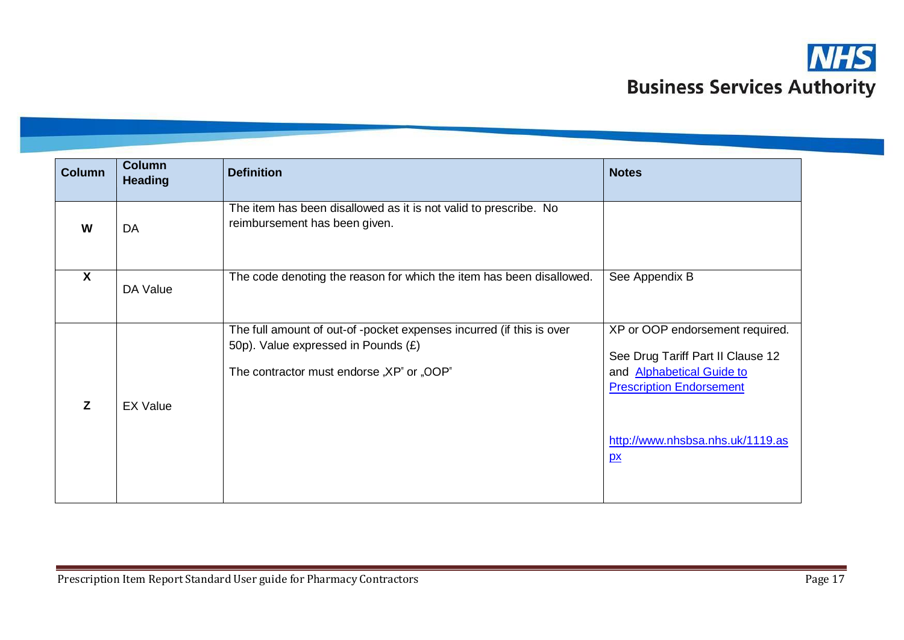| Column | Column Heading | Definition | Notes |
|---|---|---|---|
| **W** | DA | The item has been disallowed as it is not valid to prescribe. No reimbursement has been given. | |
| **X** | DA Value | The code denoting the reason for which the item has been disallowed. | See Appendix B |
| **Z** | EX Value | The full amount of out-of -pocket expenses incurred (if this is over 50p). Value expressed in Pounds (£)<br><br>The contractor must endorse „XP" or „OOP" | XP or OOP endorsement required.<br><br>See Drug Tariff Part II Clause 12 and [Alphabetical Guide to Prescription Endorsement](http://www.nhsbsa.nhs.uk/1119.aspx)<br><br>[http://www.nhsbsa.nhs.uk/1119.aspx](http://www.nhsbsa.nhs.uk/1119.aspx) |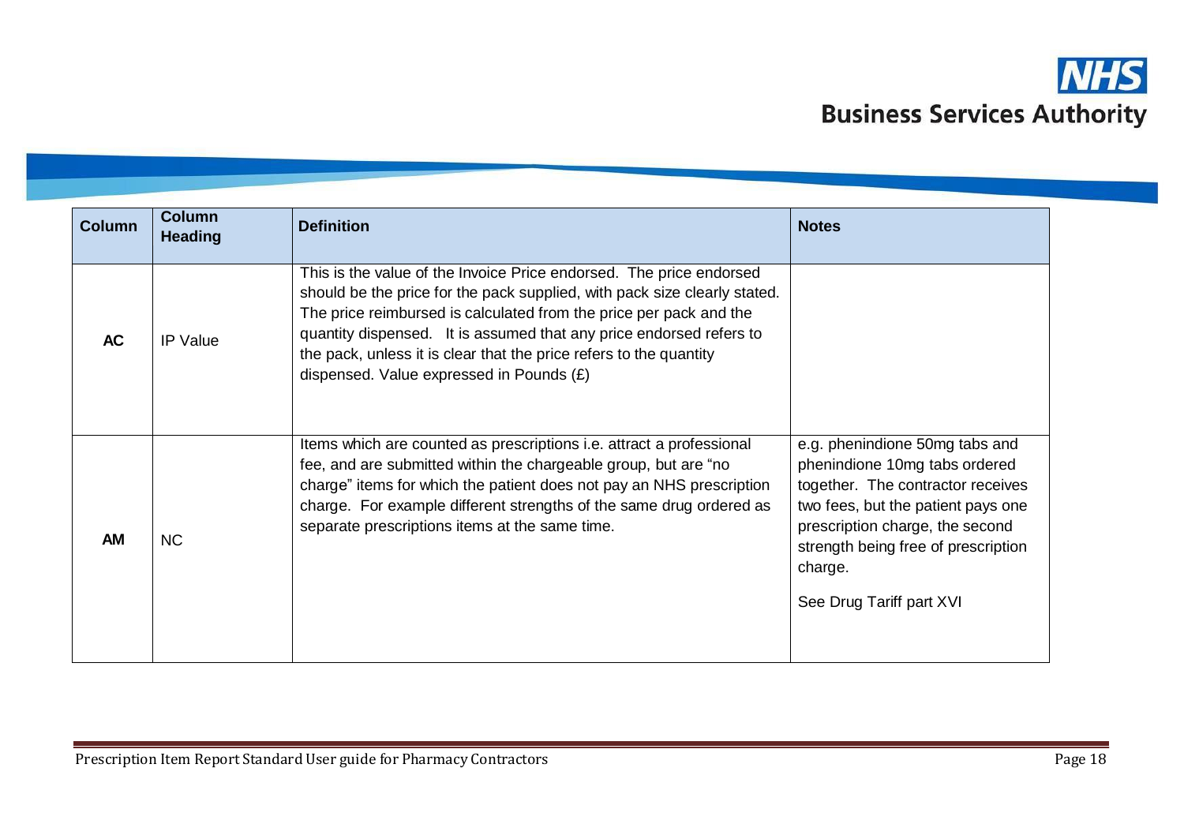| Column | Column Heading | Definition | Notes |
|---|---|---|---|
| **AC** | IP Value | This is the value of the Invoice Price endorsed. The price endorsed should be the price for the pack supplied, with pack size clearly stated. The price reimbursed is calculated from the price per pack and the quantity dispensed. It is assumed that any price endorsed refers to the pack, unless it is clear that the price refers to the quantity dispensed. Value expressed in Pounds (£) | |
| **AM** | NC | Items which are counted as prescriptions i.e. attract a professional fee, and are submitted within the chargeable group, but are "no charge" items for which the patient does not pay an NHS prescription charge. For example different strengths of the same drug ordered as separate prescriptions items at the same time. | e.g. phenindione 50mg tabs and phenindione 10mg tabs ordered together. The contractor receives two fees, but the patient pays one prescription charge, the second strength being free of prescription charge.<br><br>See Drug Tariff part XVI |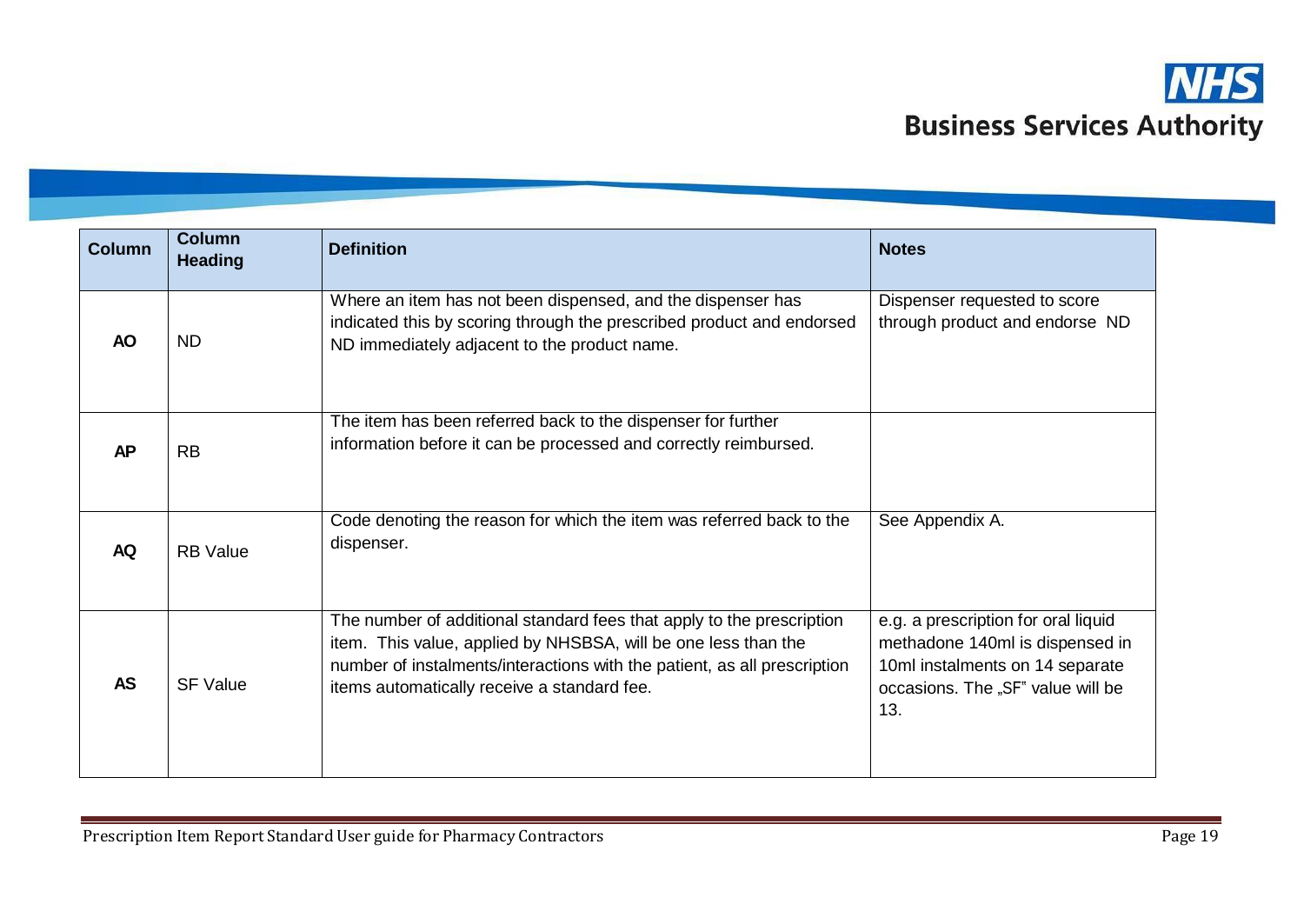| Column | Column Heading | Definition | Notes |
|---|---|---|---|
| **AO** | ND | Where an item has not been dispensed, and the dispenser has indicated this by scoring through the prescribed product and endorsed ND immediately adjacent to the product name. | Dispenser requested to score through product and endorse ND |
| **AP** | RB | The item has been referred back to the dispenser for further information before it can be processed and correctly reimbursed. | |
| **AQ** | RB Value | Code denoting the reason for which the item was referred back to the dispenser. | See Appendix A. |
| **AS** | SF Value | The number of additional standard fees that apply to the prescription item. This value, applied by NHSBSA, will be one less than the number of instalments/interactions with the patient, as all prescription items automatically receive a standard fee. | e.g. a prescription for oral liquid methadone 140ml is dispensed in 10ml instalments on 14 separate occasions. The „SF" value will be 13. |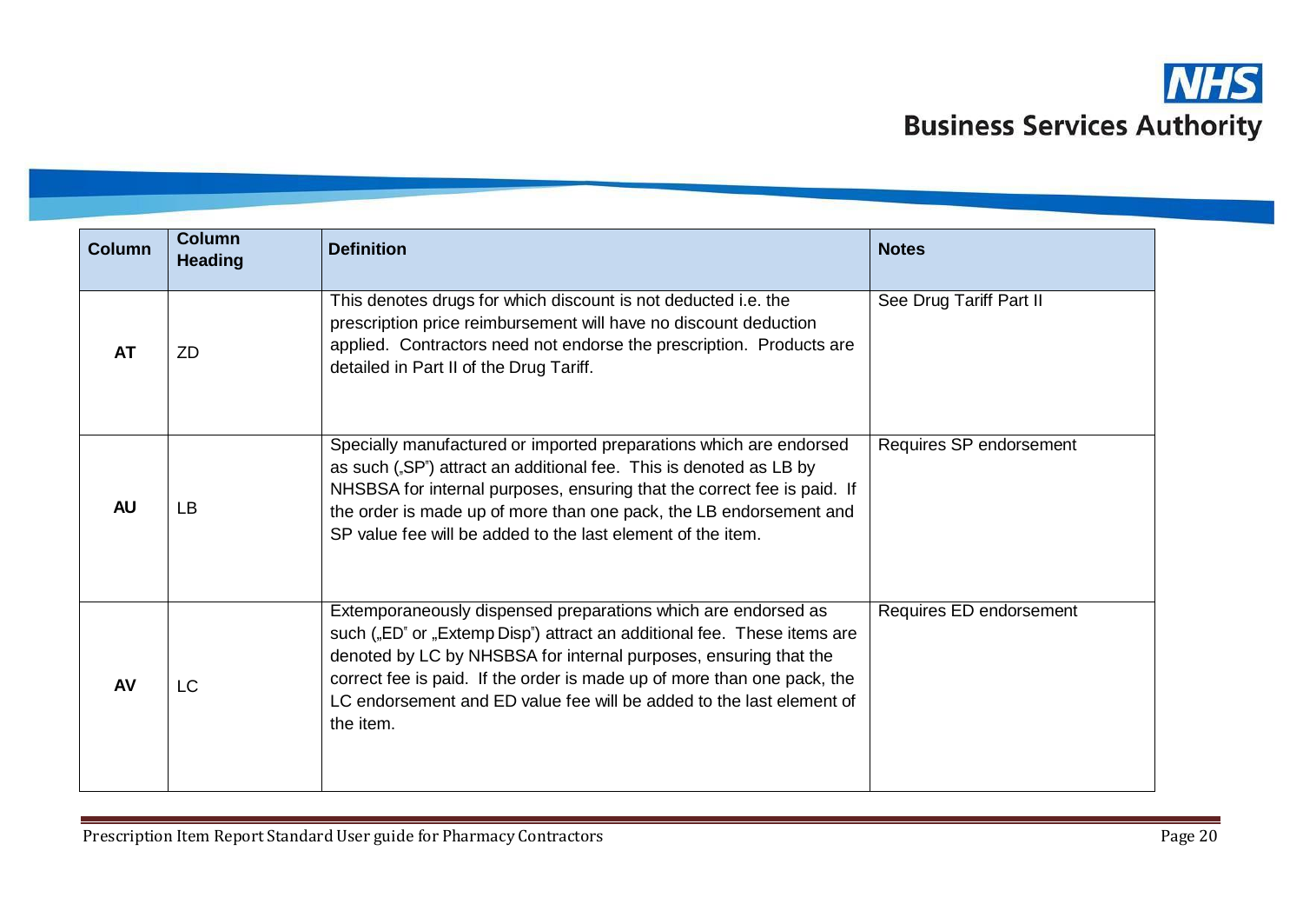| Column | Column Heading | Definition | Notes |
|---|---|---|---|
| **AT** | ZD | This denotes drugs for which discount is not deducted i.e. the prescription price reimbursement will have no discount deduction applied. Contractors need not endorse the prescription. Products are detailed in Part II of the Drug Tariff. | See Drug Tariff Part II |
| **AU** | LB | Specially manufactured or imported preparations which are endorsed as such („SP") attract an additional fee. This is denoted as LB by NHSBSA for internal purposes, ensuring that the correct fee is paid. If the order is made up of more than one pack, the LB endorsement and SP value fee will be added to the last element of the item. | Requires SP endorsement |
| **AV** | LC | Extemporaneously dispensed preparations which are endorsed as such („ED" or „Extemp Disp") attract an additional fee. These items are denoted by LC by NHSBSA for internal purposes, ensuring that the correct fee is paid. If the order is made up of more than one pack, the LC endorsement and ED value fee will be added to the last element of the item. | Requires ED endorsement |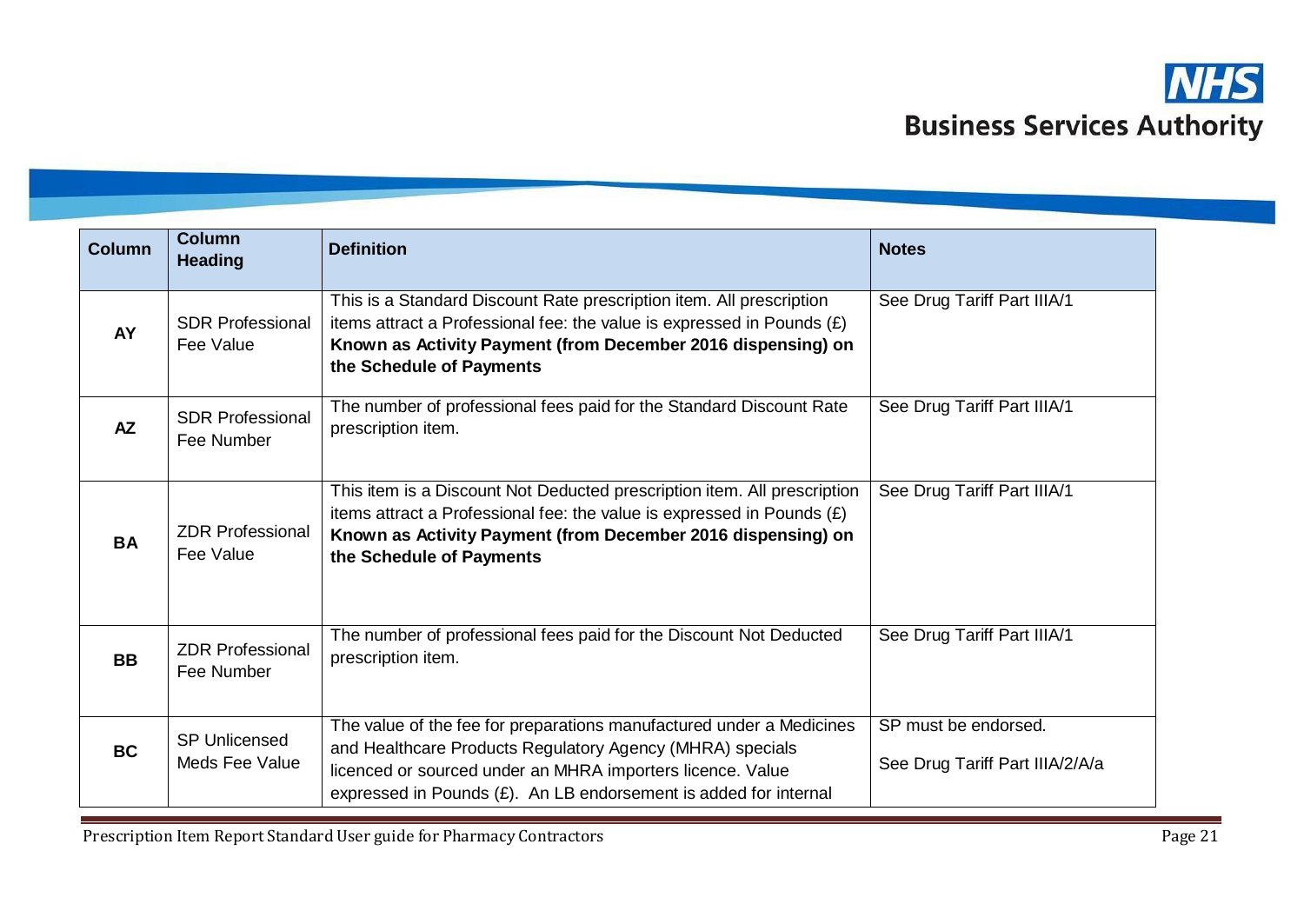| Column | Column Heading | Definition | Notes |
|---|---|---|---|
| **AY** | SDR Professional Fee Value | This is a Standard Discount Rate prescription item. All prescription items attract a Professional fee: the value is expressed in Pounds (£) **Known as Activity Payment (from December 2016 dispensing) on the Schedule of Payments** | See Drug Tariff Part IIIA/1 |
| **AZ** | SDR Professional Fee Number | The number of professional fees paid for the Standard Discount Rate prescription item. | See Drug Tariff Part IIIA/1 |
| **BA** | ZDR Professional Fee Value | This item is a Discount Not Deducted prescription item. All prescription items attract a Professional fee: the value is expressed in Pounds (£) **Known as Activity Payment (from December 2016 dispensing) on the Schedule of Payments** | See Drug Tariff Part IIIA/1 |
| **BB** | ZDR Professional Fee Number | The number of professional fees paid for the Discount Not Deducted prescription item. | See Drug Tariff Part IIIA/1 |
| **BC** | SP Unlicensed Meds Fee Value | The value of the fee for preparations manufactured under a Medicines and Healthcare Products Regulatory Agency (MHRA) specials licenced or sourced under an MHRA importers licence. Value expressed in Pounds (£). An LB endorsement is added for internal | SP must be endorsed.<br><br>See Drug Tariff Part IIIA/2/A/a |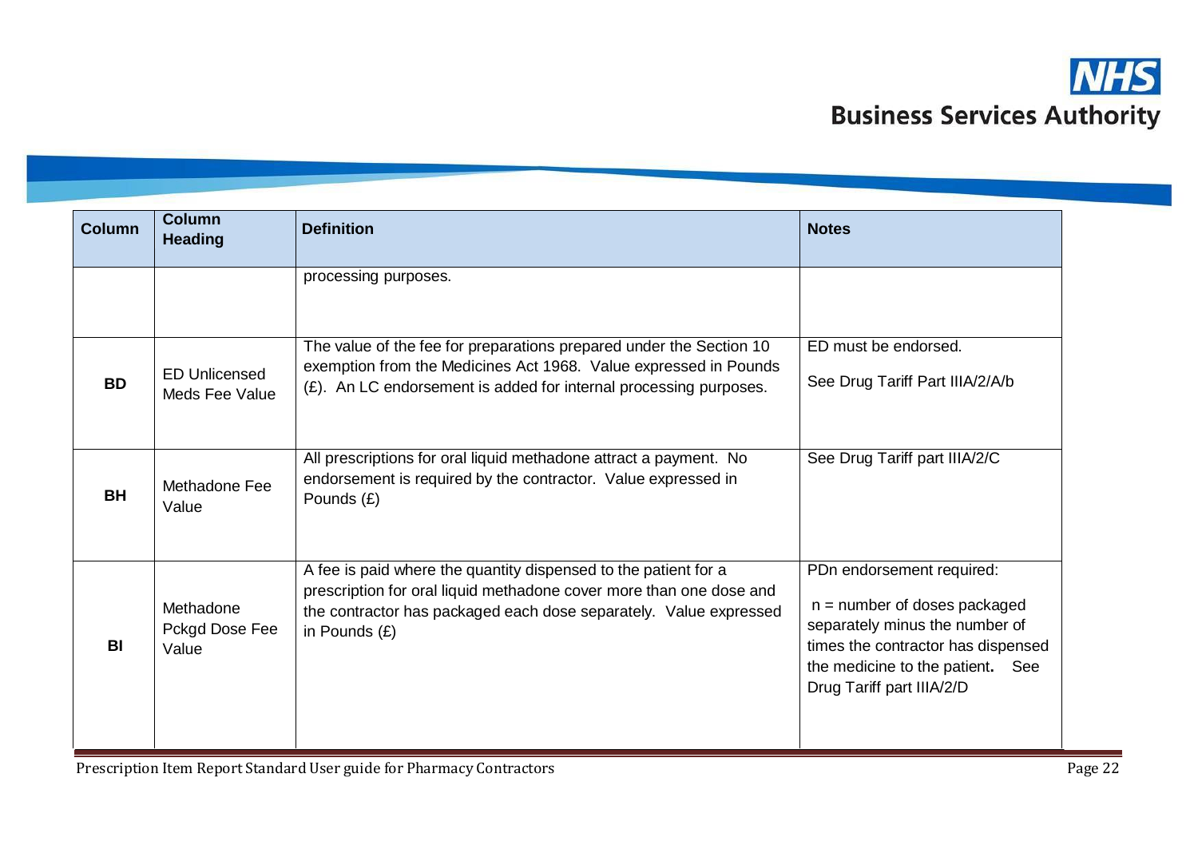| Column | Column Heading | Definition | Notes |
|---|---|---|---|
| | | processing purposes. | |
| **BD** | ED Unlicensed Meds Fee Value | The value of the fee for preparations prepared under the Section 10 exemption from the Medicines Act 1968. Value expressed in Pounds (£). An LC endorsement is added for internal processing purposes. | ED must be endorsed.<br><br>See Drug Tariff Part IIIA/2/A/b |
| **BH** | Methadone Fee Value | All prescriptions for oral liquid methadone attract a payment. No endorsement is required by the contractor. Value expressed in Pounds (£) | See Drug Tariff part IIIA/2/C |
| **BI** | Methadone Pckgd Dose Fee Value | A fee is paid where the quantity dispensed to the patient for a prescription for oral liquid methadone cover more than one dose and the contractor has packaged each dose separately. Value expressed in Pounds (£) | PDn endorsement required:<br><br>n = number of doses packaged separately minus the number of times the contractor has dispensed the medicine to the patient**.** See Drug Tariff part IIIA/2/D |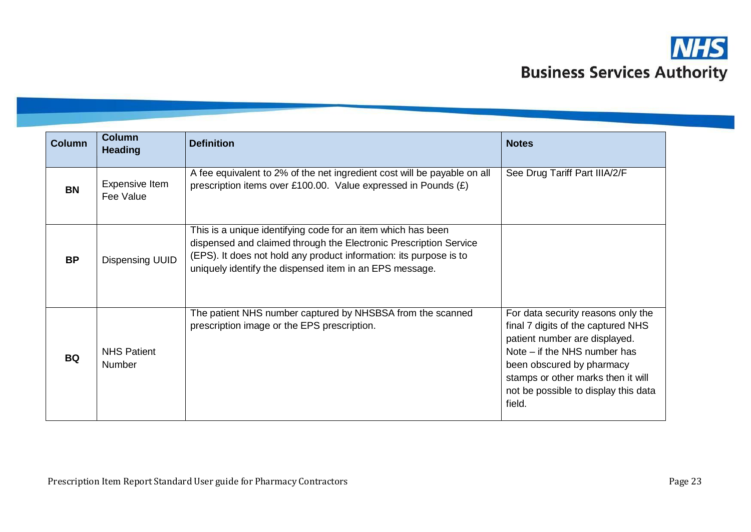| Column | Column Heading | Definition | Notes |
|---|---|---|---|
| **BN** | Expensive Item Fee Value | A fee equivalent to 2% of the net ingredient cost will be payable on all prescription items over £100.00. Value expressed in Pounds (£) | See Drug Tariff Part IIIA/2/F |
| **BP** | Dispensing UUID | This is a unique identifying code for an item which has been dispensed and claimed through the Electronic Prescription Service (EPS). It does not hold any product information: its purpose is to uniquely identify the dispensed item in an EPS message. | |
| **BQ** | NHS Patient Number | The patient NHS number captured by NHSBSA from the scanned prescription image or the EPS prescription. | For data security reasons only the final 7 digits of the captured NHS patient number are displayed. Note – if the NHS number has been obscured by pharmacy stamps or other marks then it will not be possible to display this data field. |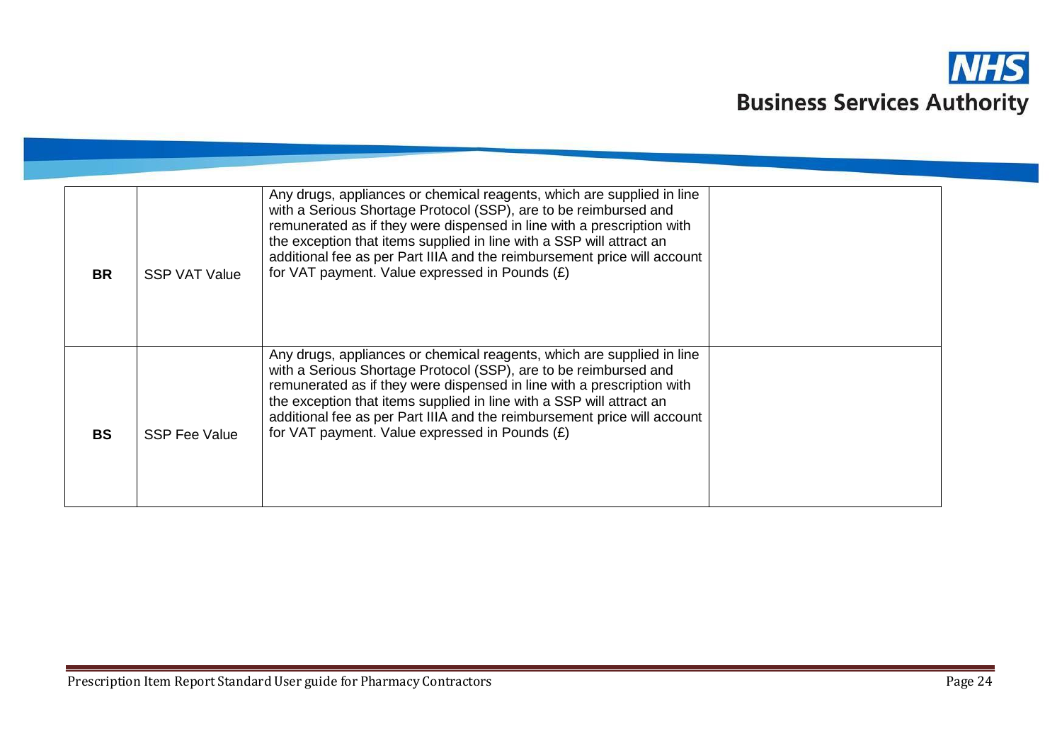| | | | |
|---|---|---|---|
| **BR** | SSP VAT Value | Any drugs, appliances or chemical reagents, which are supplied in line with a Serious Shortage Protocol (SSP), are to be reimbursed and remunerated as if they were dispensed in line with a prescription with the exception that items supplied in line with a SSP will attract an additional fee as per Part IIIA and the reimbursement price will account for VAT payment. Value expressed in Pounds (£) | |
| **BS** | SSP Fee Value | Any drugs, appliances or chemical reagents, which are supplied in line with a Serious Shortage Protocol (SSP), are to be reimbursed and remunerated as if they were dispensed in line with a prescription with the exception that items supplied in line with a SSP will attract an additional fee as per Part IIIA and the reimbursement price will account for VAT payment. Value expressed in Pounds (£) | |